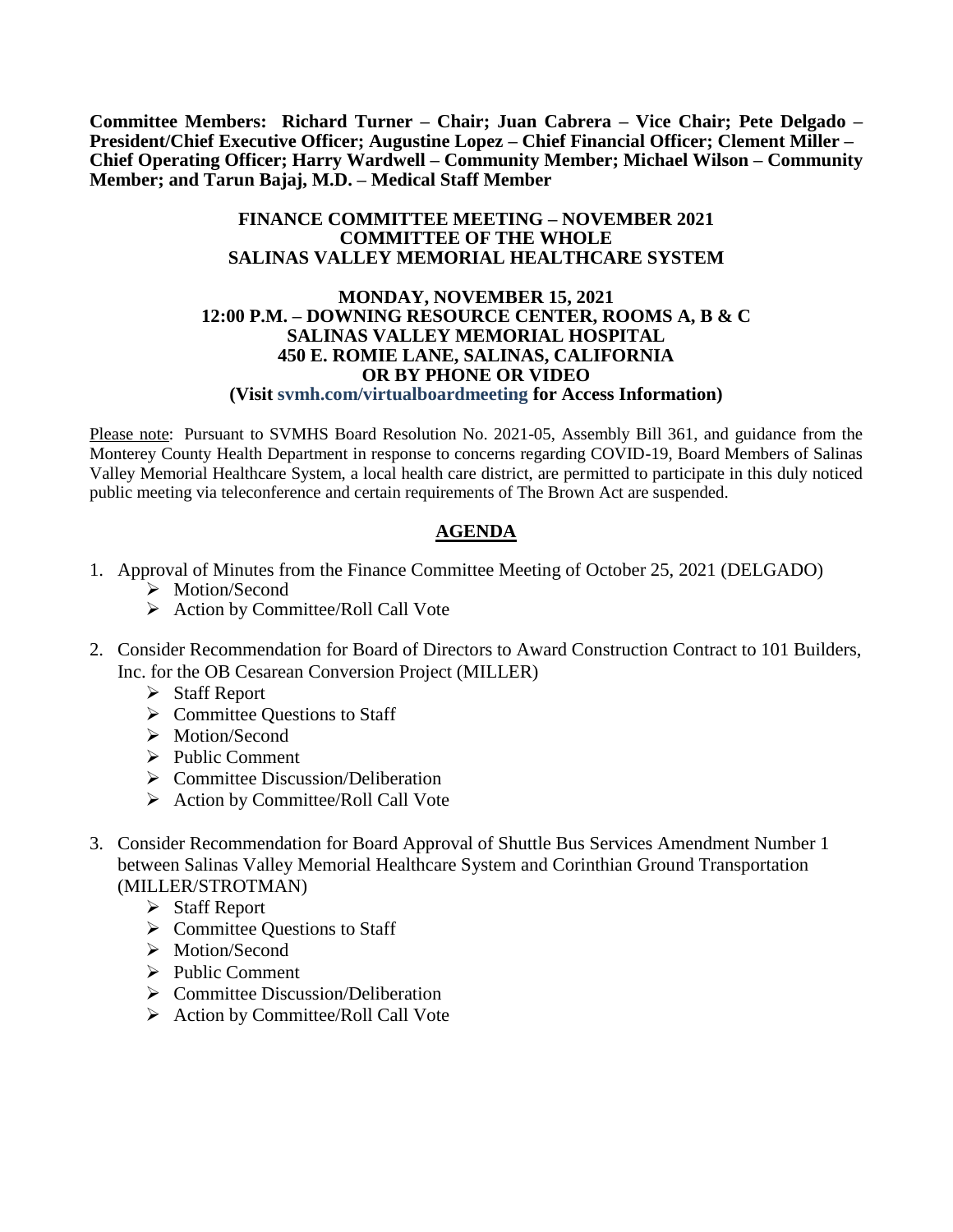**Committee Members: Richard Turner – Chair; Juan Cabrera – Vice Chair; Pete Delgado – President/Chief Executive Officer; Augustine Lopez – Chief Financial Officer; Clement Miller – Chief Operating Officer; Harry Wardwell – Community Member; Michael Wilson – Community Member; and Tarun Bajaj, M.D. – Medical Staff Member**

**FINANCE COMMITTEE MEETING – NOVEMBER 2021**
**COMMITTEE OF THE WHOLE**
**SALINAS VALLEY MEMORIAL HEALTHCARE SYSTEM**

**MONDAY, NOVEMBER 15, 2021**
**12:00 P.M. – DOWNING RESOURCE CENTER, ROOMS A, B & C**
**SALINAS VALLEY MEMORIAL HOSPITAL**
**450 E. ROMIE LANE, SALINAS, CALIFORNIA**
**OR BY PHONE OR VIDEO**
**(Visit svmh.com/virtualboardmeeting for Access Information)**

Please note: Pursuant to SVMHS Board Resolution No. 2021-05, Assembly Bill 361, and guidance from the Monterey County Health Department in response to concerns regarding COVID-19, Board Members of Salinas Valley Memorial Healthcare System, a local health care district, are permitted to participate in this duly noticed public meeting via teleconference and certain requirements of The Brown Act are suspended.

## AGENDA

1. Approval of Minutes from the Finance Committee Meeting of October 25, 2021 (DELGADO)
   - Motion/Second
   - Action by Committee/Roll Call Vote

2. Consider Recommendation for Board of Directors to Award Construction Contract to 101 Builders, Inc. for the OB Cesarean Conversion Project (MILLER)
   - Staff Report
   - Committee Questions to Staff
   - Motion/Second
   - Public Comment
   - Committee Discussion/Deliberation
   - Action by Committee/Roll Call Vote

3. Consider Recommendation for Board Approval of Shuttle Bus Services Amendment Number 1 between Salinas Valley Memorial Healthcare System and Corinthian Ground Transportation (MILLER/STROTMAN)
   - Staff Report
   - Committee Questions to Staff
   - Motion/Second
   - Public Comment
   - Committee Discussion/Deliberation
   - Action by Committee/Roll Call Vote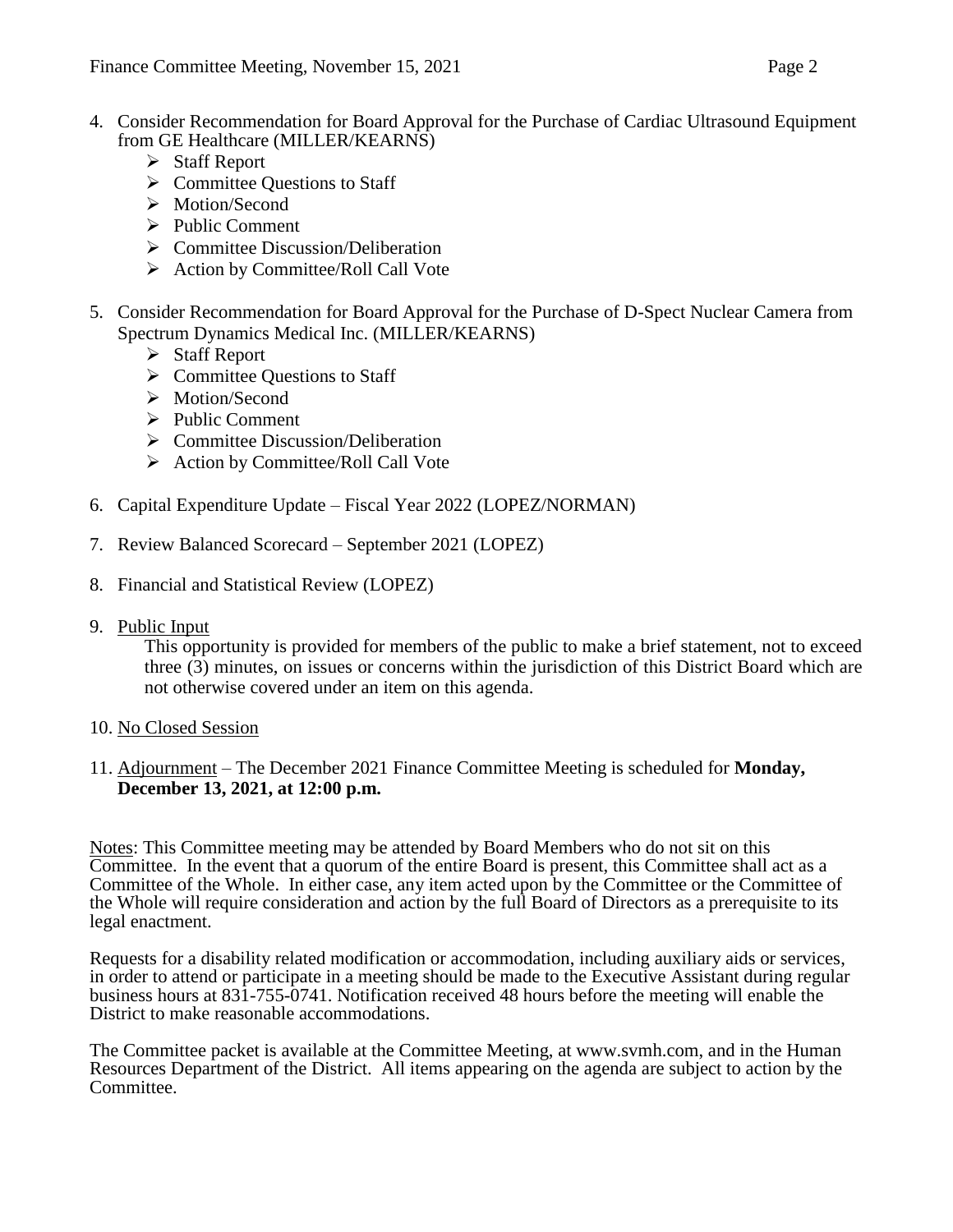4. Consider Recommendation for Board Approval for the Purchase of Cardiac Ultrasound Equipment from GE Healthcare (MILLER/KEARNS)
   - Staff Report
   - Committee Questions to Staff
   - Motion/Second
   - Public Comment
   - Committee Discussion/Deliberation
   - Action by Committee/Roll Call Vote

5. Consider Recommendation for Board Approval for the Purchase of D-Spect Nuclear Camera from Spectrum Dynamics Medical Inc. (MILLER/KEARNS)
   - Staff Report
   - Committee Questions to Staff
   - Motion/Second
   - Public Comment
   - Committee Discussion/Deliberation
   - Action by Committee/Roll Call Vote

6. Capital Expenditure Update – Fiscal Year 2022 (LOPEZ/NORMAN)

7. Review Balanced Scorecard – September 2021 (LOPEZ)

8. Financial and Statistical Review (LOPEZ)

9. Public Input

   This opportunity is provided for members of the public to make a brief statement, not to exceed three (3) minutes, on issues or concerns within the jurisdiction of this District Board which are not otherwise covered under an item on this agenda.

10. No Closed Session

11. Adjournment – The December 2021 Finance Committee Meeting is scheduled for **Monday, December 13, 2021, at 12:00 p.m.**

Notes: This Committee meeting may be attended by Board Members who do not sit on this Committee. In the event that a quorum of the entire Board is present, this Committee shall act as a Committee of the Whole. In either case, any item acted upon by the Committee or the Committee of the Whole will require consideration and action by the full Board of Directors as a prerequisite to its legal enactment.

Requests for a disability related modification or accommodation, including auxiliary aids or services, in order to attend or participate in a meeting should be made to the Executive Assistant during regular business hours at 831-755-0741. Notification received 48 hours before the meeting will enable the District to make reasonable accommodations.

The Committee packet is available at the Committee Meeting, at www.svmh.com, and in the Human Resources Department of the District. All items appearing on the agenda are subject to action by the Committee.